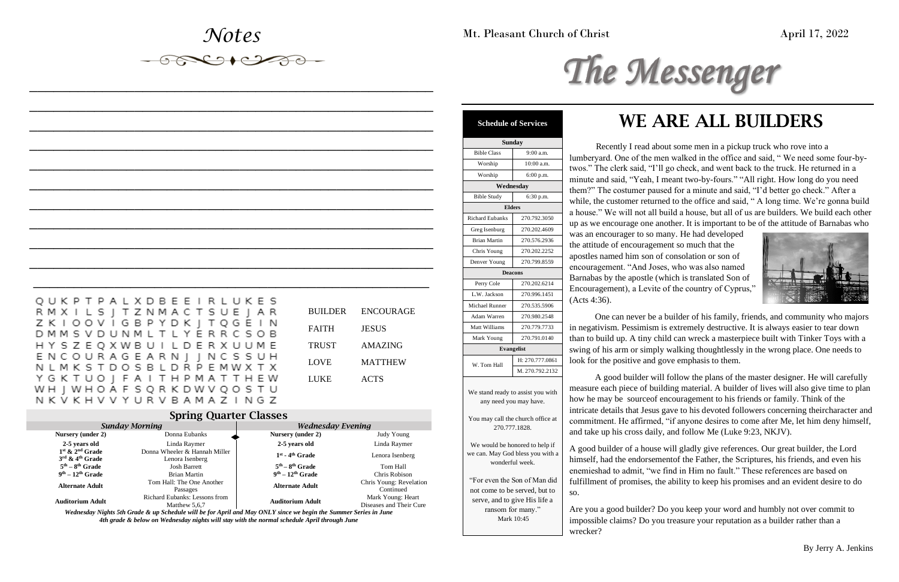# Notes

## Word Search

```
Q U K P T P A L X D B E E I R L U K E S
R M X I L S J T Z N M A C T S U E J A R
Z K I O O V I G B P Y D K J T Q G E I N
D M M S V D U N M L T L Y E R R C S O B
H Y S Z E Q X W B U I L D E R X U U M E
E N C O U R A G E A R N J J N C S S U H
N L M K S T D O S B L D R P E M W X T X
Y G K T U O J F A I T H P M A T T H E W
W H J W H O A F S Q R K D W V Q O S T U
N K V K H V V Y U R V B A M A Z I N G Z
```

| | |
|---|---|
| BUILDER | ENCOURAGE |
| FAITH | JESUS |
| TRUST | AMAZING |
| LOVE | MATTHEW |
| LUKE | ACTS |

## Spring Quarter Classes

| *Sunday Morning* | | *Wednesday Evening* | |
|---|---|---|---|
| **Nursery (under 2)** | Donna Eubanks | **Nursery (under 2)** | Judy Young |
| **2-5 years old** | Linda Raymer | **2-5 years old** | Linda Raymer |
| **1st & 2nd Grade** | Donna Wheeler & Hannah Miller | **1st - 4th Grade** | Lenora Isenberg |
| **3rd & 4th Grade** | Lenora Isenberg | | |
| **5th – 8th Grade** | Josh Barrett | **5th – 8th Grade** | Tom Hall |
| **9th – 12th Grade** | Brian Martin | **9th – 12th Grade** | Chris Robison |
| **Alternate Adult** | Tom Hall: The One Another Passages | **Alternate Adult** | Chris Young: Revelation Continued |
| **Auditorium Adult** | Richard Eubanks: Lessons from Matthew 5,6,7 | **Auditorium Adult** | Mark Young: Heart Diseases and Their Cure |

***Wednesday Nights 5th Grade & up Schedule will be for April and May ONLY since we begin the Summer Series in June***
***4th grade & below on Wednesday nights will stay with the normal schedule April through June***

Mt. Pleasant Church of Christ — April 17, 2022

# The Messenger

| **Schedule of Services** | |
|---|---|
| **Sunday** | |
| Bible Class | 9:00 a.m. |
| Worship | 10:00 a.m. |
| Worship | 6:00 p.m. |
| **Wednesday** | |
| Bible Study | 6:30 p.m. |
| **Elders** | |
| Richard Eubanks | 270.792.3050 |
| Greg Isenburg | 270.202.4609 |
| Brian Martin | 270.576.2936 |
| Chris Young | 270.202.2252 |
| Denver Young | 270.799.8559 |
| **Deacons** | |
| Perry Cole | 270.202.6214 |
| L.W. Jackson | 270.996.1451 |
| Michael Runner | 270.535.5906 |
| Adam Warren | 270.980.2548 |
| Matt Williams | 270.779.7733 |
| Mark Young | 270.791.0140 |
| **Evangelist** | |
| W. Tom Hall | H: 270.777.0861 |
| | M. 270.792.2132 |

We stand ready to assist you with any need you may have.

You may call the church office at 270.777.1828.

We would be honored to help if we can. May God bless you with a wonderful week.

"For even the Son of Man did not come to be served, but to serve, and to give His life a ransom for many." Mark 10:45

# WE ARE ALL BUILDERS

Recently I read about some men in a pickup truck who rove into a lumberyard. One of the men walked in the office and said, " We need some four-by-twos." The clerk said, "I'll go check, and went back to the truck. He returned in a minute and said, "Yeah, I meant two-by-fours." "All right. How long do you need them?" The costumer paused for a minute and said, "I'd better go check." After a while, the customer returned to the office and said, " A long time. We're gonna build a house." We will not all build a house, but all of us are builders. We build each other up as we encourage one another. It is important to be of the attitude of Barnabas who was an encourager to so many. He had developed the attitude of encouragement so much that the apostles named him son of consolation or son of encouragement. "And Joses, who was also named Barnabas by the apostle (which is translated Son of Encouragement), a Levite of the country of Cyprus," (Acts 4:36).

One can never be a builder of his family, friends, and community who majors in negativism. Pessimism is extremely destructive. It is always easier to tear down than to build up. A tiny child can wreck a masterpiece built with Tinker Toys with a swing of his arm or simply walking thoughtlessly in the wrong place. One needs to look for the positive and gove emphasis to them.

A good builder will follow the plans of the master designer. He will carefully measure each piece of building material. A builder of lives will also give time to plan how he may be sourceof encouragement to his friends or family. Think of the intricate details that Jesus gave to his devoted followers concerning theircharacter and commitment. He affirmed, "if anyone desires to come after Me, let him deny himself, and take up his cross daily, and follow Me (Luke 9:23, NKJV).

A good builder of a house will gladly give references. Our great builder, the Lord himself, had the endorsementof the Father, the Scriptures, his friends, and even his enemieshad to admit, "we find in Him no fault." These references are based on fulfillment of promises, the ability to keep his promises and an evident desire to do so.

Are you a good builder? Do you keep your word and humbly not over commit to impossible claims? Do you treasure your reputation as a builder rather than a wrecker?

By Jerry A. Jenkins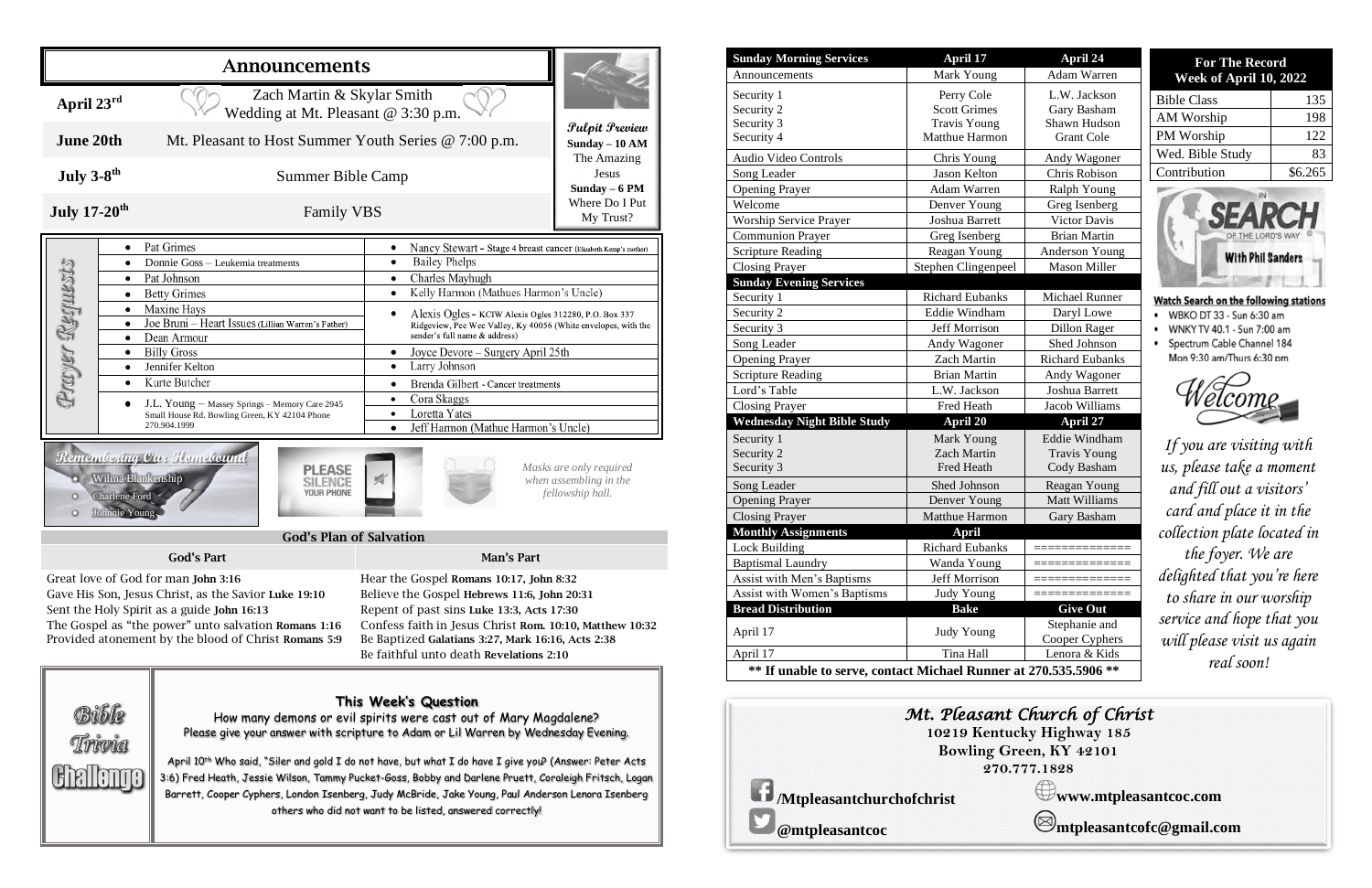## Announcements

| | |
|---|---|
| April 23rd | Zach Martin & Skylar Smith Wedding at Mt. Pleasant @ 3:30 p.m. |
| June 20th | Mt. Pleasant to Host Summer Youth Series @ 7:00 p.m. |
| July 3-8th | Summer Bible Camp |
| July 17-20th | Family VBS |

**Pulpit Preview**

**Sunday – 10 AM**
The Amazing Jesus

**Sunday – 6 PM**
Where Do I Put My Trust?

### Prayer Requests

- Pat Grimes
- Donnie Goss – Leukemia treatments
- Pat Johnson
- Betty Grimes
- Maxine Hays
- Joe Bruni – Heart Issues (Lillian Warren's Father)
- Dean Armour
- Billy Gross
- Jennifer Kelton
- Kurte Butcher
- J.L. Young – Massey Springs – Memory Care 2945 Small House Rd. Bowling Green, KY 42104 Phone 270.904.1999
- Nancy Stewart - Stage 4 breast cancer (Elizabeth Kemp's mother)
- Bailey Phelps
- Charles Mayhugh
- Kelly Harmon (Mathues Harmon's Uncle)
- Alexis Ogles - KCIW Alexis Ogles 312280, P.O. Box 337 Ridgeview, Pee Wee Valley, Ky 40056 (White envelopes, with the sender's full name & address)
- Joyce Devore – Surgery April 25th
- Larry Johnson
- Brenda Gilbert - Cancer treatments
- Cora Skaggs
- Loretta Yates
- Jeff Harmon (Mathue Harmon's Uncle)

### Remembering Our Homebound

- Wilma Blankenship
- Charlene Ford
- Johnnie Young

PLEASE SILENCE YOUR PHONE

*Masks are only required when assembling in the fellowship hall.*

### God's Plan of Salvation

| God's Part | Man's Part |
|---|---|
| Great love of God for man **John 3:16** | Hear the Gospel **Romans 10:17, John 8:32** |
| Gave His Son, Jesus Christ, as the Savior **Luke 19:10** | Believe the Gospel **Hebrews 11:6, John 20:31** |
| Sent the Holy Spirit as a guide **John 16:13** | Repent of past sins **Luke 13:3, Acts 17:30** |
| The Gospel as "the power" unto salvation **Romans 1:16** | Confess faith in Jesus Christ **Rom. 10:10, Matthew 10:32** |
| Provided atonement by the blood of Christ **Romans 5:9** | Be Baptized **Galatians 3:27, Mark 16:16, Acts 2:38** |
| | Be faithful unto death **Revelations 2:10** |

### Bible Trivia Challenge

**This Week's Question**

How many demons or evil spirits were cast out of Mary Magdalene?
Please give your answer with scripture to Adam or Lil Warren by Wednesday Evening.

April 10th Who said, "Siler and gold I do not have, but what I do have I give you? (Answer: Peter Acts 3:6) Fred Heath, Jessie Wilson, Tammy Pucket-Goss, Bobby and Darlene Pruett, Coraleigh Fritsch, Logan Barrett, Cooper Cyphers, London Isenberg, Judy McBride, Jake Young, Paul Anderson Lenora Isenberg others who did not want to be listed, answered correctly!

| Sunday Morning Services | April 17 | April 24 |
|---|---|---|
| Announcements | Mark Young | Adam Warren |
| Security 1 | Perry Cole | L.W. Jackson |
| Security 2 | Scott Grimes | Gary Basham |
| Security 3 | Travis Young | Shawn Hudson |
| Security 4 | Matthue Harmon | Grant Cole |
| Audio Video Controls | Chris Young | Andy Wagoner |
| Song Leader | Jason Kelton | Chris Robison |
| Opening Prayer | Adam Warren | Ralph Young |
| Welcome | Denver Young | Greg Isenberg |
| Worship Service Prayer | Joshua Barrett | Victor Davis |
| Communion Prayer | Greg Isenberg | Brian Martin |
| Scripture Reading | Reagan Young | Anderson Young |
| Closing Prayer | Stephen Clingenpeel | Mason Miller |
| **Sunday Evening Services** | | |
| Security 1 | Richard Eubanks | Michael Runner |
| Security 2 | Eddie Windham | Daryl Lowe |
| Security 3 | Jeff Morrison | Dillon Rager |
| Song Leader | Andy Wagoner | Shed Johnson |
| Opening Prayer | Zach Martin | Richard Eubanks |
| Scripture Reading | Brian Martin | Andy Wagoner |
| Lord's Table | L.W. Jackson | Joshua Barrett |
| Closing Prayer | Fred Heath | Jacob Williams |
| **Wednesday Night Bible Study** | **April 20** | **April 27** |
| Security 1 | Mark Young | Eddie Windham |
| Security 2 | Zach Martin | Travis Young |
| Security 3 | Fred Heath | Cody Basham |
| Song Leader | Shed Johnson | Reagan Young |
| Opening Prayer | Denver Young | Matt Williams |
| Closing Prayer | Matthue Harmon | Gary Basham |
| **Monthly Assignments** | **April** | |
| Lock Building | Richard Eubanks | ============== |
| Baptismal Laundry | Wanda Young | ============== |
| Assist with Men's Baptisms | Jeff Morrison | ============== |
| Assist with Women's Baptisms | Judy Young | ============== |
| **Bread Distribution** | **Bake** | **Give Out** |
| April 17 | Judy Young | Stephanie and Cooper Cyphers |
| April 17 | Tina Hall | Lenora & Kids |

**\*\* If unable to serve, contact Michael Runner at 270.535.5906 \*\***

### For The Record
**Week of April 10, 2022**

| | |
|---|---|
| Bible Class | 135 |
| AM Worship | 198 |
| PM Worship | 122 |
| Wed. Bible Study | 83 |
| Contribution | $6.265 |

IN SEARCH OF THE LORD'S WAY With Phil Sanders

**Watch Search on the following stations**

- WBKO DT 33 - Sun 6:30 am
- WNKY TV 40.1 - Sun 7:00 am
- Spectrum Cable Channel 184 Mon 9:30 am/Thurs 6:30 pm

*Welcome*

*If you are visiting with us, please take a moment and fill out a visitors' card and place it in the collection plate located in the foyer. We are delighted that you're here to share in our worship service and hope that you will please visit us again real soon!*

### Mt. Pleasant Church of Christ

10219 Kentucky Highway 185
Bowling Green, KY 42101
270.777.1828

/Mtpleasantchurchofchrist

@mtpleasantcoc

www.mtpleasantcoc.com

mtpleasantcofc@gmail.com